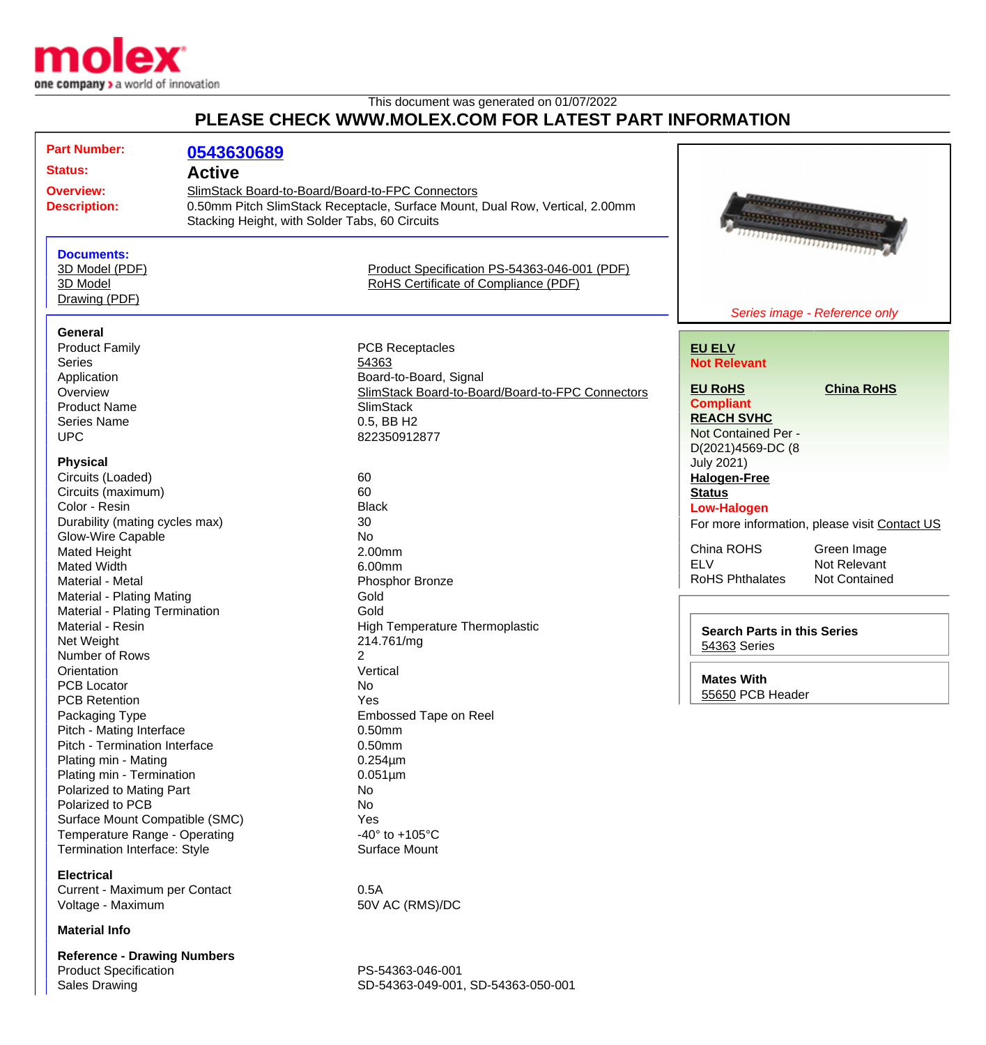This document was generated on 01/07/2022

# PLEASE CHECK WWW.MOLEX.COM FOR LATEST PART INFORMATION

| | |
|---|---|
| **Part Number:** | **0543630689** |
| **Status:** | **Active** |
| **Overview:** | SlimStack Board-to-Board/Board-to-FPC Connectors |
| **Description:** | 0.50mm Pitch SlimStack Receptacle, Surface Mount, Dual Row, Vertical, 2.00mm Stacking Height, with Solder Tabs, 60 Circuits |

*Series image - Reference only*

**Documents:**

- 3D Model (PDF)
- 3D Model
- Drawing (PDF)
- Product Specification PS-54363-046-001 (PDF)
- RoHS Certificate of Compliance (PDF)

**EU ELV**
**Not Relevant**

**EU RoHS**
**Compliant**

**China RoHS**

**REACH SVHC**
Not Contained Per - D(2021)4569-DC (8 July 2021)

**Halogen-Free Status**
**Low-Halogen**

For more information, please visit Contact US

| | |
|---|---|
| China ROHS | Green Image |
| ELV | Not Relevant |
| RoHS Phthalates | Not Contained |

**Search Parts in this Series**
54363 Series

**Mates With**
55650 PCB Header

### General

| | |
|---|---|
| Product Family | PCB Receptacles |
| Series | 54363 |
| Application | Board-to-Board, Signal |
| Overview | SlimStack Board-to-Board/Board-to-FPC Connectors |
| Product Name | SlimStack |
| Series Name | 0.5, BB H2 |
| UPC | 822350912877 |

### Physical

| | |
|---|---|
| Circuits (Loaded) | 60 |
| Circuits (maximum) | 60 |
| Color - Resin | Black |
| Durability (mating cycles max) | 30 |
| Glow-Wire Capable | No |
| Mated Height | 2.00mm |
| Mated Width | 6.00mm |
| Material - Metal | Phosphor Bronze |
| Material - Plating Mating | Gold |
| Material - Plating Termination | Gold |
| Material - Resin | High Temperature Thermoplastic |
| Net Weight | 214.761/mg |
| Number of Rows | 2 |
| Orientation | Vertical |
| PCB Locator | No |
| PCB Retention | Yes |
| Packaging Type | Embossed Tape on Reel |
| Pitch - Mating Interface | 0.50mm |
| Pitch - Termination Interface | 0.50mm |
| Plating min - Mating | 0.254µm |
| Plating min - Termination | 0.051µm |
| Polarized to Mating Part | No |
| Polarized to PCB | No |
| Surface Mount Compatible (SMC) | Yes |
| Temperature Range - Operating | -40° to +105°C |
| Termination Interface: Style | Surface Mount |

### Electrical

| | |
|---|---|
| Current - Maximum per Contact | 0.5A |
| Voltage - Maximum | 50V AC (RMS)/DC |

### Material Info

### Reference - Drawing Numbers

| | |
|---|---|
| Product Specification | PS-54363-046-001 |
| Sales Drawing | SD-54363-049-001, SD-54363-050-001 |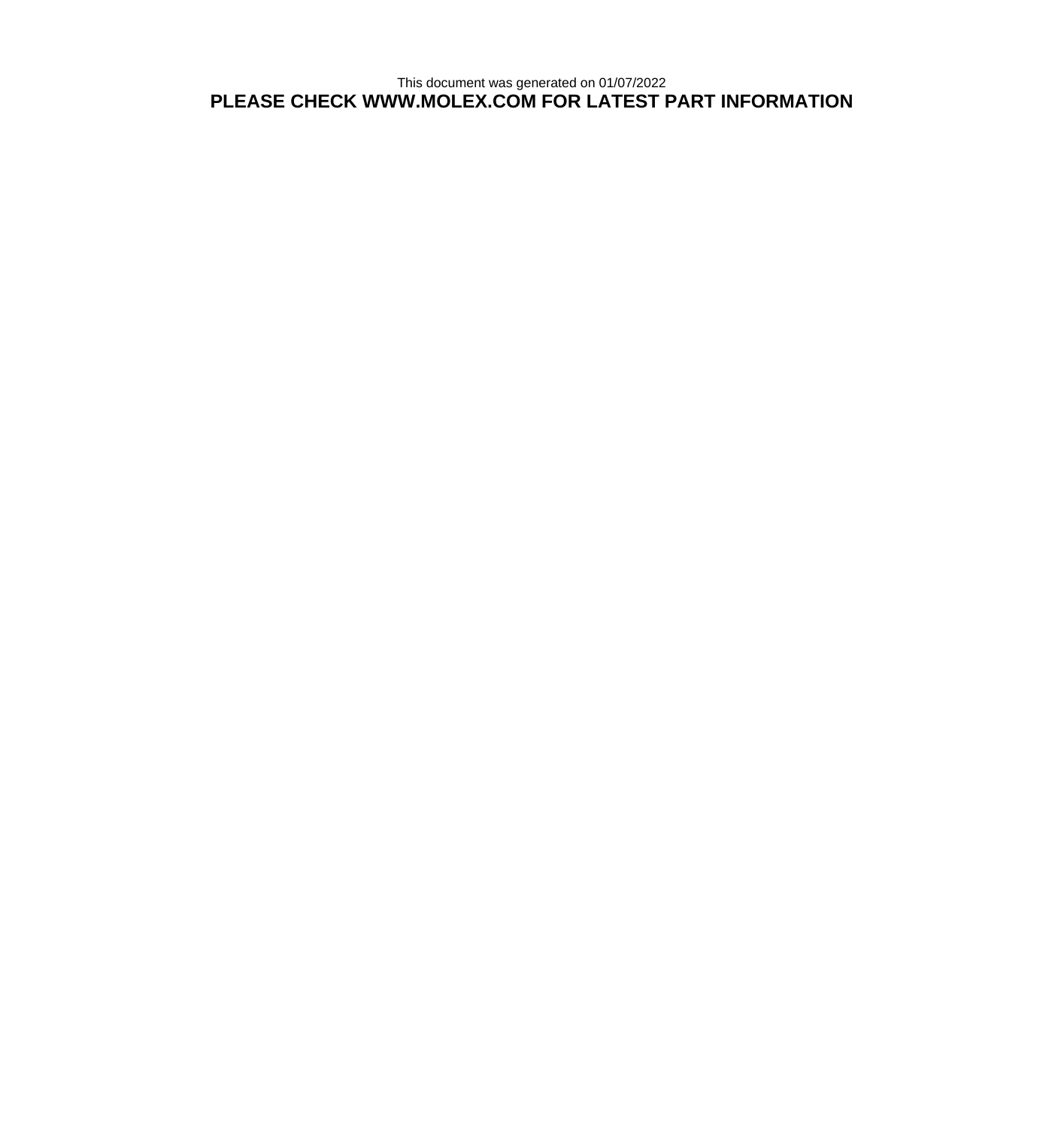This document was generated on 01/07/2022

**PLEASE CHECK WWW.MOLEX.COM FOR LATEST PART INFORMATION**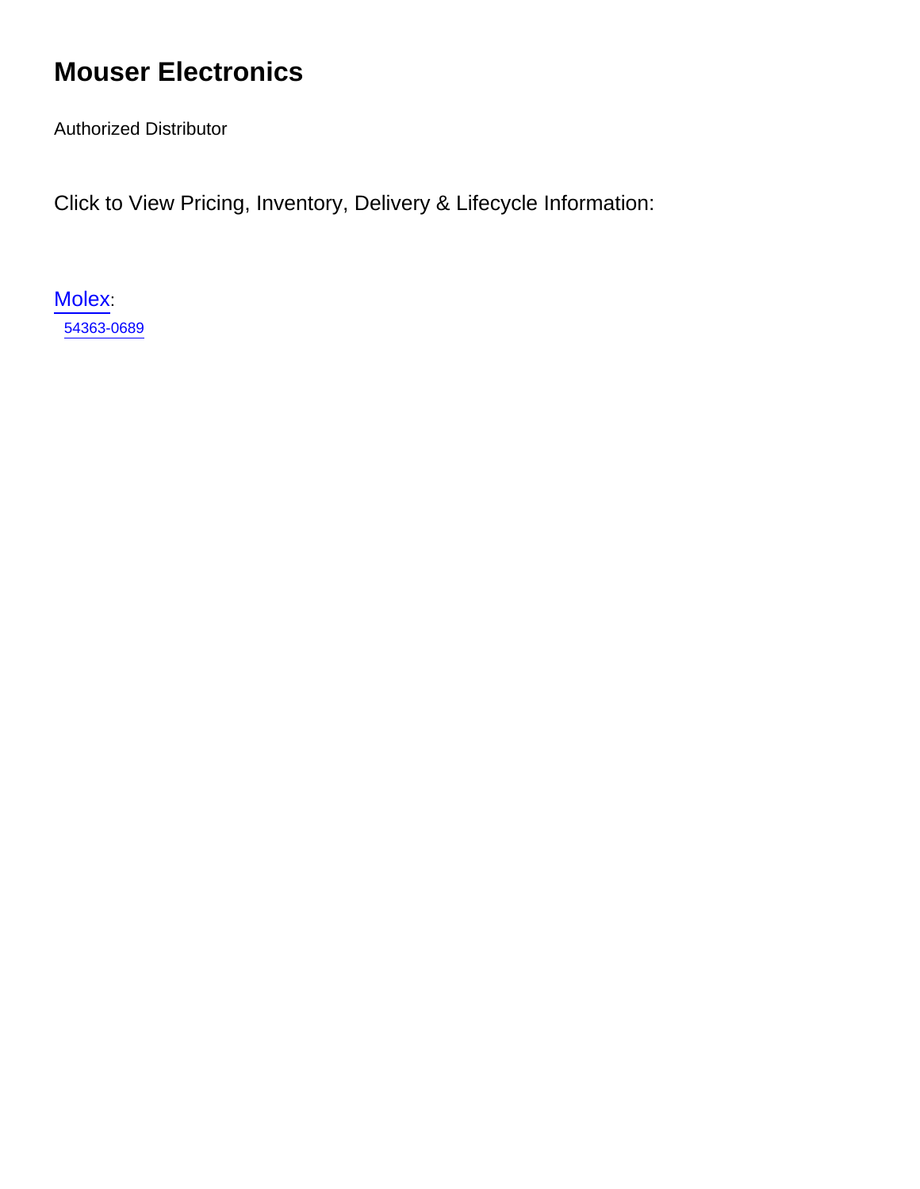# Mouser Electronics

Authorized Distributor

Click to View Pricing, Inventory, Delivery & Lifecycle Information:

Molex:

54363-0689